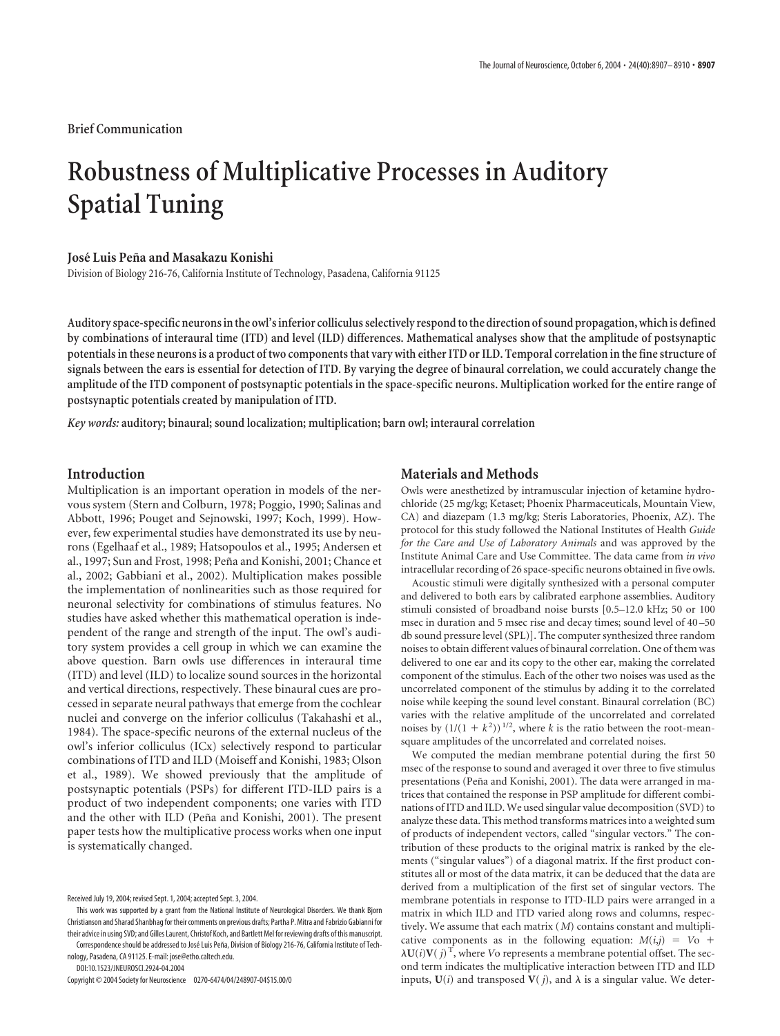Brief Communication

# Robustness of Multiplicative Processes in Auditory Spatial Tuning

**José Luis Peña and Masakazu Konishi**

Division of Biology 216-76, California Institute of Technology, Pasadena, California 91125

**Auditory space-specific neurons in the owl's inferior colliculus selectively respond to the direction of sound propagation, which is defined by combinations of interaural time (ITD) and level (ILD) differences. Mathematical analyses show that the amplitude of postsynaptic potentials in these neurons is a product of two components that vary with either ITD or ILD. Temporal correlation in the fine structure of signals between the ears is essential for detection of ITD. By varying the degree of binaural correlation, we could accurately change the amplitude of the ITD component of postsynaptic potentials in the space-specific neurons. Multiplication worked for the entire range of postsynaptic potentials created by manipulation of ITD.**

*Key words:* **auditory; binaural; sound localization; multiplication; barn owl; interaural correlation**

## Introduction

Multiplication is an important operation in models of the nervous system (Stern and Colburn, 1978; Poggio, 1990; Salinas and Abbott, 1996; Pouget and Sejnowski, 1997; Koch, 1999). However, few experimental studies have demonstrated its use by neurons (Egelhaaf et al., 1989; Hatsopoulos et al., 1995; Andersen et al., 1997; Sun and Frost, 1998; Peña and Konishi, 2001; Chance et al., 2002; Gabbiani et al., 2002). Multiplication makes possible the implementation of nonlinearities such as those required for neuronal selectivity for combinations of stimulus features. No studies have asked whether this mathematical operation is independent of the range and strength of the input. The owl's auditory system provides a cell group in which we can examine the above question. Barn owls use differences in interaural time (ITD) and level (ILD) to localize sound sources in the horizontal and vertical directions, respectively. These binaural cues are processed in separate neural pathways that emerge from the cochlear nuclei and converge on the inferior colliculus (Takahashi et al., 1984). The space-specific neurons of the external nucleus of the owl's inferior colliculus (ICx) selectively respond to particular combinations of ITD and ILD (Moiseff and Konishi, 1983; Olson et al., 1989). We showed previously that the amplitude of postsynaptic potentials (PSPs) for different ITD-ILD pairs is a product of two independent components; one varies with ITD and the other with ILD (Peña and Konishi, 2001). The present paper tests how the multiplicative process works when one input is systematically changed.

## Materials and Methods

Owls were anesthetized by intramuscular injection of ketamine hydrochloride (25 mg/kg; Ketaset; Phoenix Pharmaceuticals, Mountain View, CA) and diazepam (1.3 mg/kg; Steris Laboratories, Phoenix, AZ). The protocol for this study followed the National Institutes of Health *Guide for the Care and Use of Laboratory Animals* and was approved by the Institute Animal Care and Use Committee. The data came from *in vivo* intracellular recording of 26 space-specific neurons obtained in five owls.

Acoustic stimuli were digitally synthesized with a personal computer and delivered to both ears by calibrated earphone assemblies. Auditory stimuli consisted of broadband noise bursts [0.5–12.0 kHz; 50 or 100 msec in duration and 5 msec rise and decay times; sound level of 40–50 db sound pressure level (SPL)]. The computer synthesized three random noises to obtain different values of binaural correlation. One of them was delivered to one ear and its copy to the other ear, making the correlated component of the stimulus. Each of the other two noises was used as the uncorrelated component of the stimulus by adding it to the correlated noise while keeping the sound level constant. Binaural correlation (BC) varies with the relative amplitude of the uncorrelated and correlated noises by $(1/(1 + k^2))^{1/2}$, where $k$ is the ratio between the root-mean-square amplitudes of the uncorrelated and correlated noises.

We computed the median membrane potential during the first 50 msec of the response to sound and averaged it over three to five stimulus presentations (Peña and Konishi, 2001). The data were arranged in matrices that contained the response in PSP amplitude for different combinations of ITD and ILD. We used singular value decomposition (SVD) to analyze these data. This method transforms matrices into a weighted sum of products of independent vectors, called "singular vectors." The contribution of these products to the original matrix is ranked by the elements ("singular values") of a diagonal matrix. If the first product constitutes all or most of the data matrix, it can be deduced that the data are derived from a multiplication of the first set of singular vectors. The membrane potentials in response to ITD-ILD pairs were arranged in a matrix in which ILD and ITD varied along rows and columns, respectively. We assume that each matrix ($M$) contains constant and multiplicative components as in the following equation: $M(i,j) = Vo + \lambda \mathbf{U}(i)\mathbf{V}(j)^T$, where $Vo$ represents a membrane potential offset. The second term indicates the multiplicative interaction between ITD and ILD inputs, $\mathbf{U}(i)$ and transposed $\mathbf{V}(j)$, and $\lambda$ is a singular value. We deter-

Received July 19, 2004; revised Sept. 1, 2004; accepted Sept. 3, 2004.

This work was supported by a grant from the National Institute of Neurological Disorders. We thank Bjorn Christianson and Sharad Shanbhag for their comments on previous drafts; Partha P. Mitra and Fabrizio Gabianni for their advice in using SVD; and Gilles Laurent, Christof Koch, and Bartlett Mel for reviewing drafts of this manuscript.

Correspondence should be addressed to José Luis Peña, Division of Biology 216-76, California Institute of Technology, Pasadena, CA 91125. E-mail: jose@etho.caltech.edu.

DOI:10.1523/JNEUROSCI.2924-04.2004

Copyright © 2004 Society for Neuroscience 0270-6474/04/248907-04$15.00/0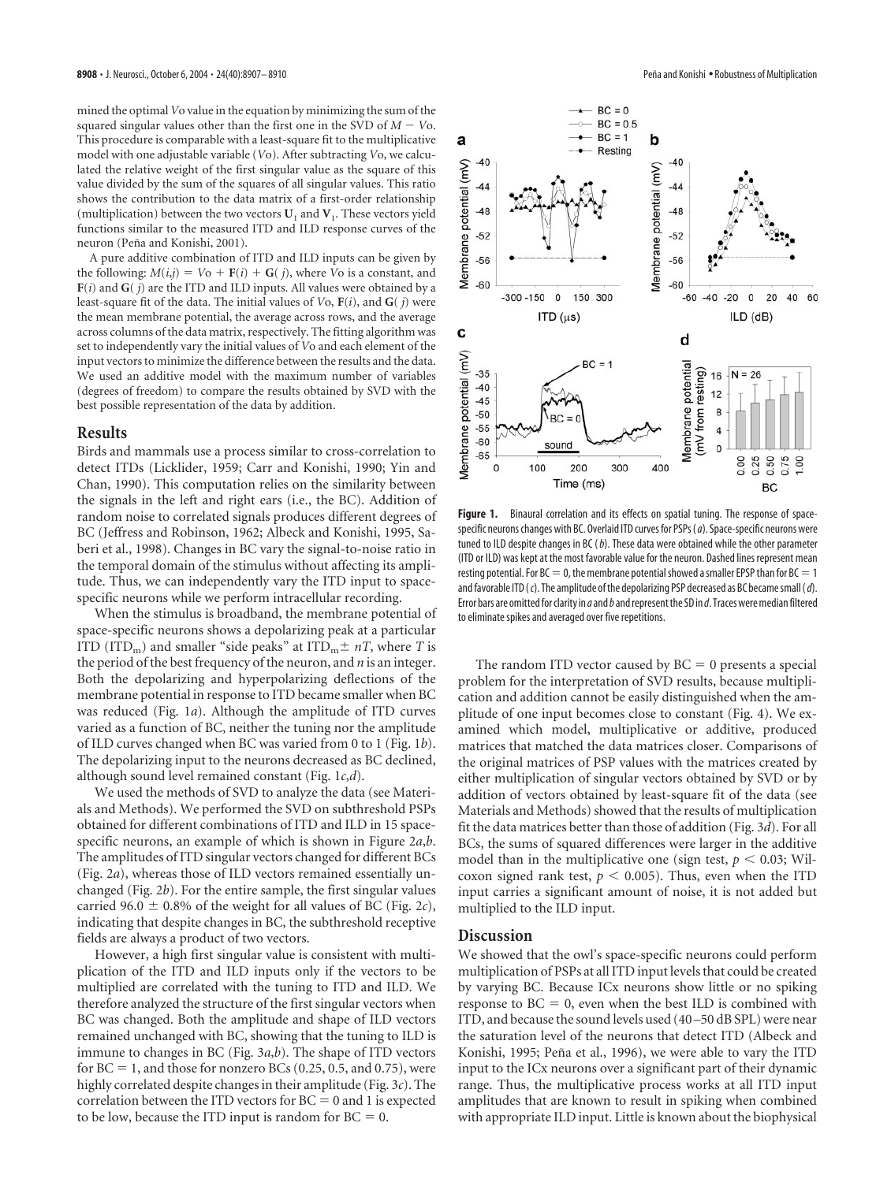mined the optimal *Vo* value in the equation by minimizing the sum of the squared singular values other than the first one in the SVD of $M - Vo$. This procedure is comparable with a least-square fit to the multiplicative model with one adjustable variable (*Vo*). After subtracting *Vo*, we calculated the relative weight of the first singular value as the square of this value divided by the sum of the squares of all singular values. This ratio shows the contribution to the data matrix of a first-order relationship (multiplication) between the two vectors $\mathbf{U}_1$ and $\mathbf{V}_1$. These vectors yield functions similar to the measured ITD and ILD response curves of the neuron (Peña and Konishi, 2001).

A pure additive combination of ITD and ILD inputs can be given by the following: $M(i,j) = Vo + \mathbf{F}(i) + \mathbf{G}(j)$, where *Vo* is a constant, and $\mathbf{F}(i)$ and $\mathbf{G}(j)$ are the ITD and ILD inputs. All values were obtained by a least-square fit of the data. The initial values of *Vo*, $\mathbf{F}(i)$, and $\mathbf{G}(j)$ were the mean membrane potential, the average across rows, and the average across columns of the data matrix, respectively. The fitting algorithm was set to independently vary the initial values of *Vo* and each element of the input vectors to minimize the difference between the results and the data. We used an additive model with the maximum number of variables (degrees of freedom) to compare the results obtained by SVD with the best possible representation of the data by addition.

## Results

Birds and mammals use a process similar to cross-correlation to detect ITDs (Licklider, 1959; Carr and Konishi, 1990; Yin and Chan, 1990). This computation relies on the similarity between the signals in the left and right ears (i.e., the BC). Addition of random noise to correlated signals produces different degrees of BC (Jeffress and Robinson, 1962; Albeck and Konishi, 1995; Saberi et al., 1998). Changes in BC vary the signal-to-noise ratio in the temporal domain of the stimulus without affecting its amplitude. Thus, we can independently vary the ITD input to space-specific neurons while we perform intracellular recording.

When the stimulus is broadband, the membrane potential of space-specific neurons shows a depolarizing peak at a particular ITD ($ITD_m$) and smaller "side peaks" at $ITD_m \pm nT$, where $T$ is the period of the best frequency of the neuron, and $n$ is an integer. Both the depolarizing and hyperpolarizing deflections of the membrane potential in response to ITD became smaller when BC was reduced (Fig. 1*a*). Although the amplitude of ITD curves varied as a function of BC, neither the tuning nor the amplitude of ILD curves changed when BC was varied from 0 to 1 (Fig. 1*b*). The depolarizing input to the neurons decreased as BC declined, although sound level remained constant (Fig. 1*c*,*d*).

We used the methods of SVD to analyze the data (see Materials and Methods). We performed the SVD on subthreshold PSPs obtained for different combinations of ITD and ILD in 15 space-specific neurons, an example of which is shown in Figure 2*a*,*b*. The amplitudes of ITD singular vectors changed for different BCs (Fig. 2*a*), whereas those of ILD vectors remained essentially unchanged (Fig. 2*b*). For the entire sample, the first singular values carried $96.0 \pm 0.8\%$ of the weight for all values of BC (Fig. 2*c*), indicating that despite changes in BC, the subthreshold receptive fields are always a product of two vectors.

However, a high first singular value is consistent with multiplication of the ITD and ILD inputs only if the vectors to be multiplied are correlated with the tuning to ITD and ILD. We therefore analyzed the structure of the first singular vectors when BC was changed. Both the amplitude and shape of ILD vectors remained unchanged with BC, showing that the tuning to ILD is immune to changes in BC (Fig. 3*a*,*b*). The shape of ITD vectors for BC = 1, and those for nonzero BCs (0.25, 0.5, and 0.75), were highly correlated despite changes in their amplitude (Fig. 3*c*). The correlation between the ITD vectors for BC = 0 and 1 is expected to be low, because the ITD input is random for BC = 0.

**Figure 1.** Binaural correlation and its effects on spatial tuning. The response of space-specific neurons changes with BC. Overlaid ITD curves for PSPs (*a*). Space-specific neurons were tuned to ILD despite changes in BC (*b*). These data were obtained while the other parameter (ITD or ILD) was kept at the most favorable value for the neuron. Dashed lines represent mean resting potential. For BC = 0, the membrane potential showed a smaller EPSP than for BC = 1 and favorable ITD (*c*). The amplitude of the depolarizing PSP decreased as BC became small (*d*). Error bars are omitted for clarity in *a* and *b* and represent the SD in *d*. Traces were median filtered to eliminate spikes and averaged over five repetitions.

The random ITD vector caused by BC = 0 presents a special problem for the interpretation of SVD results, because multiplication and addition cannot be easily distinguished when the amplitude of one input becomes close to constant (Fig. 4). We examined which model, multiplicative or additive, produced matrices that matched the data matrices closer. Comparisons of the original matrices of PSP values with the matrices created by either multiplication of singular vectors obtained by SVD or by addition of vectors obtained by least-square fit of the data (see Materials and Methods) showed that the results of multiplication fit the data matrices better than those of addition (Fig. 3*d*). For all BCs, the sums of squared differences were larger in the additive model than in the multiplicative one (sign test, $p < 0.03$; Wilcoxon signed rank test, $p < 0.005$). Thus, even when the ITD input carries a significant amount of noise, it is not added but multiplied to the ILD input.

## Discussion

We showed that the owl's space-specific neurons could perform multiplication of PSPs at all ITD input levels that could be created by varying BC. Because ICx neurons show little or no spiking response to BC = 0, even when the best ILD is combined with ITD, and because the sound levels used (40–50 dB SPL) were near the saturation level of the neurons that detect ITD (Albeck and Konishi, 1995; Peña et al., 1996), we were able to vary the ITD input to the ICx neurons over a significant part of their dynamic range. Thus, the multiplicative process works at all ITD input amplitudes that are known to result in spiking when combined with appropriate ILD input. Little is known about the biophysical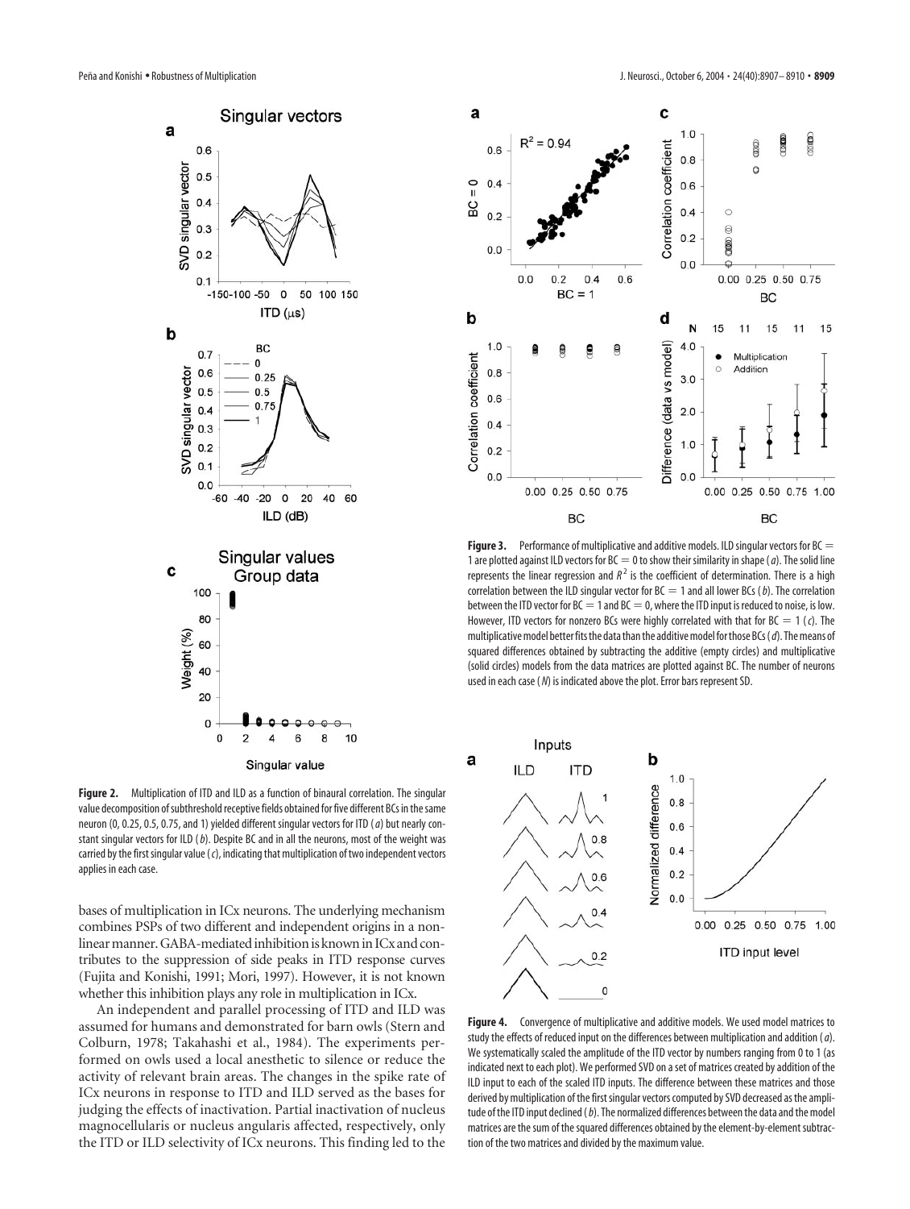**Figure 2.** Multiplication of ITD and ILD as a function of binaural correlation. The singular value decomposition of subthreshold receptive fields obtained for five different BCs in the same neuron (0, 0.25, 0.5, 0.75, and 1) yielded different singular vectors for ITD (*a*) but nearly constant singular vectors for ILD (*b*). Despite BC and in all the neurons, most of the weight was carried by the first singular value (*c*), indicating that multiplication of two independent vectors applies in each case.

**Figure 3.** Performance of multiplicative and additive models. ILD singular vectors for BC = 1 are plotted against ILD vectors for BC = 0 to show their similarity in shape (*a*). The solid line represents the linear regression and $R^2$ is the coefficient of determination. There is a high correlation between the ILD singular vector for BC = 1 and all lower BCs (*b*). The correlation between the ITD vector for BC = 1 and BC = 0, where the ITD input is reduced to noise, is low. However, ITD vectors for nonzero BCs were highly correlated with that for BC = 1 (*c*). The multiplicative model better fits the data than the additive model for those BCs (*d*). The means of squared differences obtained by subtracting the additive (empty circles) and multiplicative (solid circles) models from the data matrices are plotted against BC. The number of neurons used in each case (*N*) is indicated above the plot. Error bars represent SD.

bases of multiplication in ICx neurons. The underlying mechanism combines PSPs of two different and independent origins in a nonlinear manner. GABA-mediated inhibition is known in ICx and contributes to the suppression of side peaks in ITD response curves (Fujita and Konishi, 1991; Mori, 1997). However, it is not known whether this inhibition plays any role in multiplication in ICx.

An independent and parallel processing of ITD and ILD was assumed for humans and demonstrated for barn owls (Stern and Colburn, 1978; Takahashi et al., 1984). The experiments performed on owls used a local anesthetic to silence or reduce the activity of relevant brain areas. The changes in the spike rate of ICx neurons in response to ITD and ILD served as the bases for judging the effects of inactivation. Partial inactivation of nucleus magnocellularis or nucleus angularis affected, respectively, only the ITD or ILD selectivity of ICx neurons. This finding led to the

**Figure 4.** Convergence of multiplicative and additive models. We used model matrices to study the effects of reduced input on the differences between multiplication and addition (*a*). We systematically scaled the amplitude of the ITD vector by numbers ranging from 0 to 1 (as indicated next to each plot). We performed SVD on a set of matrices created by addition of the ILD input to each of the scaled ITD inputs. The difference between these matrices and those derived by multiplication of the first singular vectors computed by SVD decreased as the amplitude of the ITD input declined (*b*). The normalized differences between the data and the model matrices are the sum of the squared differences obtained by the element-by-element subtraction of the two matrices and divided by the maximum value.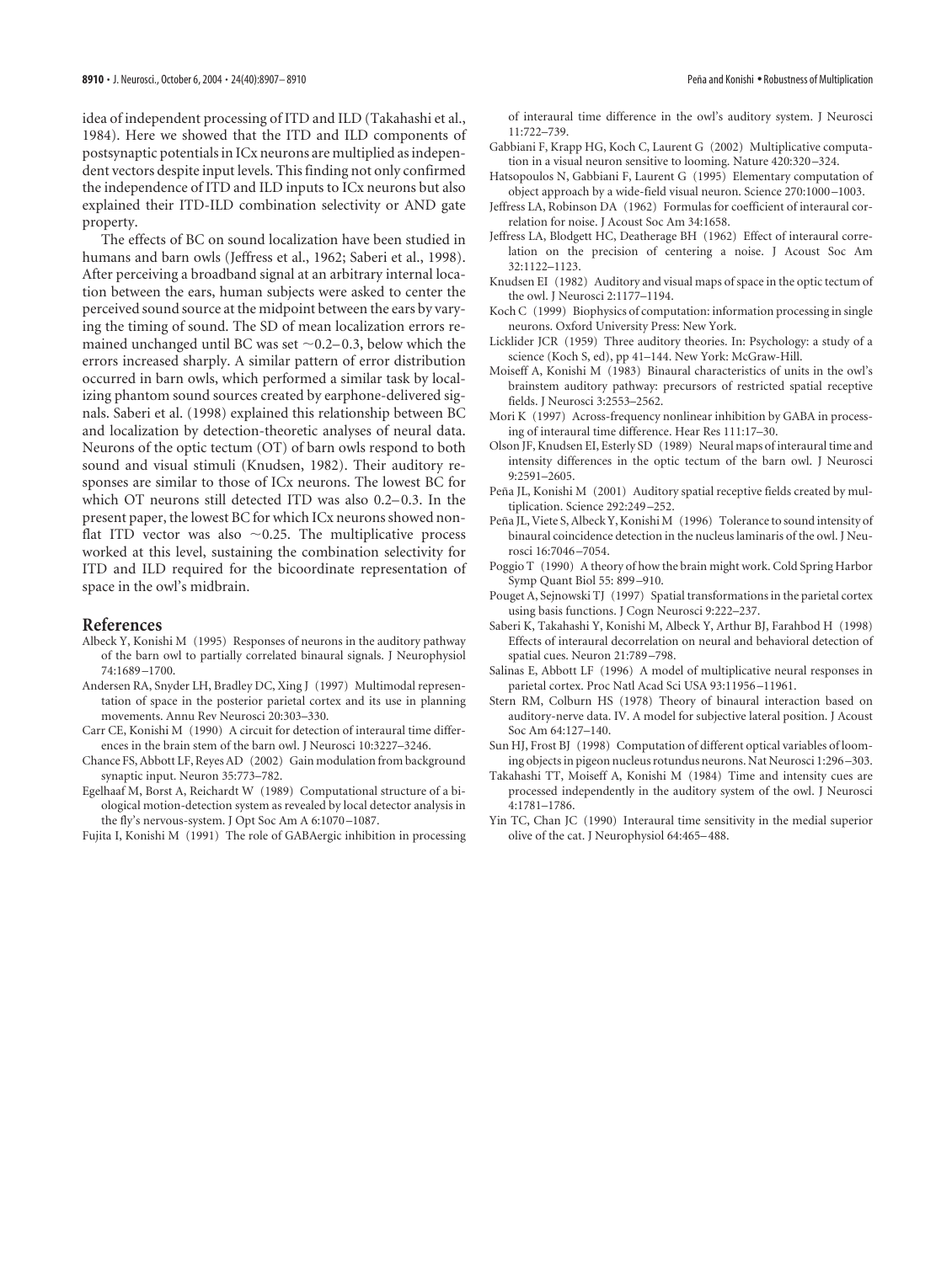idea of independent processing of ITD and ILD (Takahashi et al., 1984). Here we showed that the ITD and ILD components of postsynaptic potentials in ICx neurons are multiplied as independent vectors despite input levels. This finding not only confirmed the independence of ITD and ILD inputs to ICx neurons but also explained their ITD-ILD combination selectivity or AND gate property.

The effects of BC on sound localization have been studied in humans and barn owls (Jeffress et al., 1962; Saberi et al., 1998). After perceiving a broadband signal at an arbitrary internal location between the ears, human subjects were asked to center the perceived sound source at the midpoint between the ears by varying the timing of sound. The SD of mean localization errors remained unchanged until BC was set ~0.2–0.3, below which the errors increased sharply. A similar pattern of error distribution occurred in barn owls, which performed a similar task by localizing phantom sound sources created by earphone-delivered signals. Saberi et al. (1998) explained this relationship between BC and localization by detection-theoretic analyses of neural data. Neurons of the optic tectum (OT) of barn owls respond to both sound and visual stimuli (Knudsen, 1982). Their auditory responses are similar to those of ICx neurons. The lowest BC for which OT neurons still detected ITD was also 0.2–0.3. In the present paper, the lowest BC for which ICx neurons showed non-flat ITD vector was also ~0.25. The multiplicative process worked at this level, sustaining the combination selectivity for ITD and ILD required for the bicoordinate representation of space in the owl's midbrain.

## References

Albeck Y, Konishi M (1995) Responses of neurons in the auditory pathway of the barn owl to partially correlated binaural signals. J Neurophysiol 74:1689–1700.

Andersen RA, Snyder LH, Bradley DC, Xing J (1997) Multimodal representation of space in the posterior parietal cortex and its use in planning movements. Annu Rev Neurosci 20:303–330.

Carr CE, Konishi M (1990) A circuit for detection of interaural time differences in the brain stem of the barn owl. J Neurosci 10:3227–3246.

Chance FS, Abbott LF, Reyes AD (2002) Gain modulation from background synaptic input. Neuron 35:773–782.

Egelhaaf M, Borst A, Reichardt W (1989) Computational structure of a biological motion-detection system as revealed by local detector analysis in the fly's nervous-system. J Opt Soc Am A 6:1070–1087.

Fujita I, Konishi M (1991) The role of GABAergic inhibition in processing of interaural time difference in the owl's auditory system. J Neurosci 11:722–739.

Gabbiani F, Krapp HG, Koch C, Laurent G (2002) Multiplicative computation in a visual neuron sensitive to looming. Nature 420:320–324.

Hatsopoulos N, Gabbiani F, Laurent G (1995) Elementary computation of object approach by a wide-field visual neuron. Science 270:1000–1003.

Jeffress LA, Robinson DA (1962) Formulas for coefficient of interaural correlation for noise. J Acoust Soc Am 34:1658.

Jeffress LA, Blodgett HC, Deatherage BH (1962) Effect of interaural correlation on the precision of centering a noise. J Acoust Soc Am 32:1122–1123.

Knudsen EI (1982) Auditory and visual maps of space in the optic tectum of the owl. J Neurosci 2:1177–1194.

Koch C (1999) Biophysics of computation: information processing in single neurons. Oxford University Press: New York.

Licklider JCR (1959) Three auditory theories. In: Psychology: a study of a science (Koch S, ed), pp 41–144. New York: McGraw-Hill.

Moiseff A, Konishi M (1983) Binaural characteristics of units in the owl's brainstem auditory pathway: precursors of restricted spatial receptive fields. J Neurosci 3:2553–2562.

Mori K (1997) Across-frequency nonlinear inhibition by GABA in processing of interaural time difference. Hear Res 111:17–30.

Olson JF, Knudsen EI, Esterly SD (1989) Neural maps of interaural time and intensity differences in the optic tectum of the barn owl. J Neurosci 9:2591–2605.

Peña JL, Konishi M (2001) Auditory spatial receptive fields created by multiplication. Science 292:249–252.

Peña JL, Viete S, Albeck Y, Konishi M (1996) Tolerance to sound intensity of binaural coincidence detection in the nucleus laminaris of the owl. J Neurosci 16:7046–7054.

Poggio T (1990) A theory of how the brain might work. Cold Spring Harbor Symp Quant Biol 55: 899–910.

Pouget A, Sejnowski TJ (1997) Spatial transformations in the parietal cortex using basis functions. J Cogn Neurosci 9:222–237.

Saberi K, Takahashi Y, Konishi M, Albeck Y, Arthur BJ, Farahbod H (1998) Effects of interaural decorrelation on neural and behavioral detection of spatial cues. Neuron 21:789–798.

Salinas E, Abbott LF (1996) A model of multiplicative neural responses in parietal cortex. Proc Natl Acad Sci USA 93:11956–11961.

Stern RM, Colburn HS (1978) Theory of binaural interaction based on auditory-nerve data. IV. A model for subjective lateral position. J Acoust Soc Am 64:127–140.

Sun HJ, Frost BJ (1998) Computation of different optical variables of looming objects in pigeon nucleus rotundus neurons. Nat Neurosci 1:296–303.

Takahashi TT, Moiseff A, Konishi M (1984) Time and intensity cues are processed independently in the auditory system of the owl. J Neurosci 4:1781–1786.

Yin TC, Chan JC (1990) Interaural time sensitivity in the medial superior olive of the cat. J Neurophysiol 64:465–488.